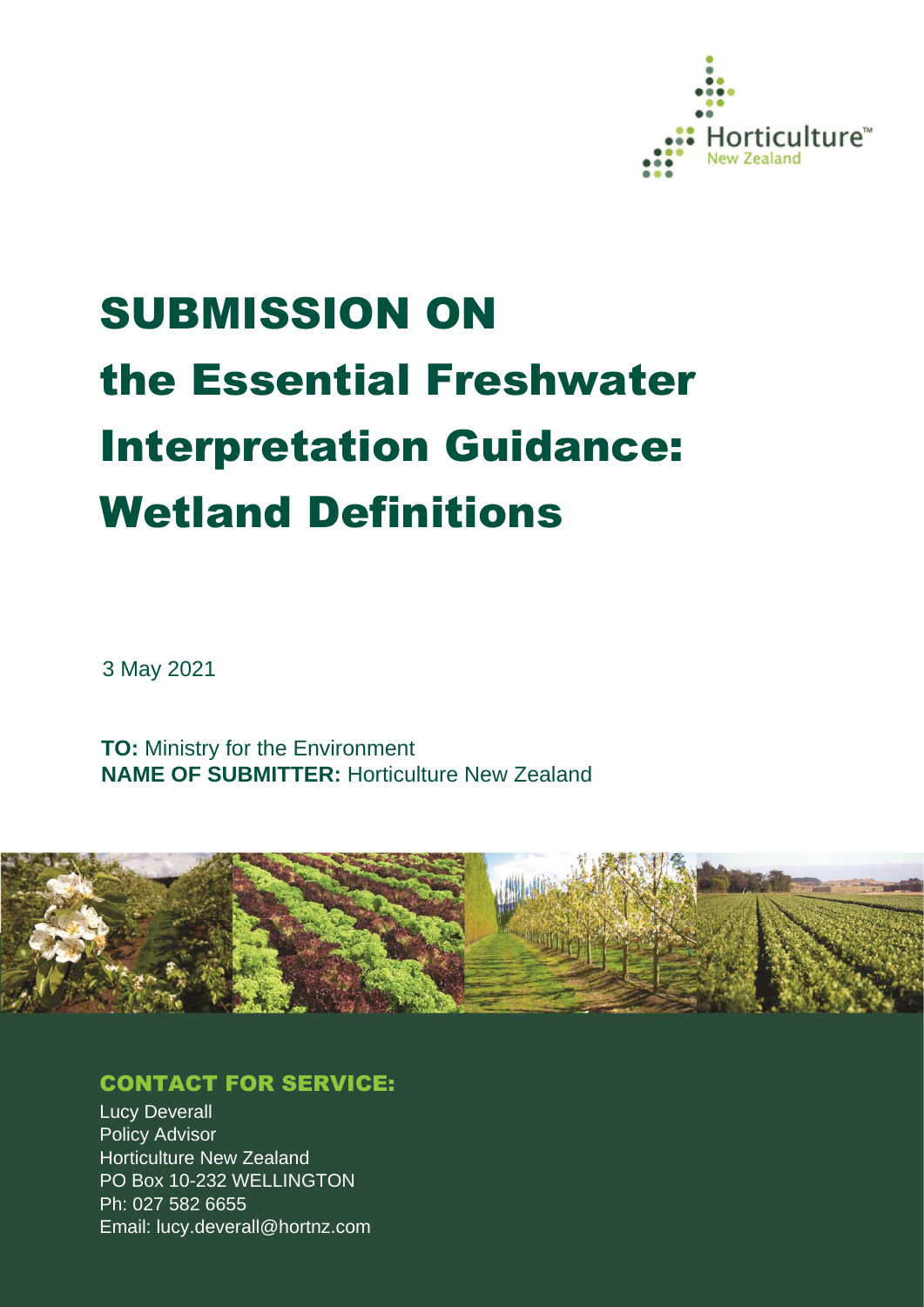Horticulture™ New Zealand

# SUBMISSION ON the Essential Freshwater Interpretation Guidance: Wetland Definitions

3 May 2021

**TO:** Ministry for the Environment
**NAME OF SUBMITTER:** Horticulture New Zealand

## CONTACT FOR SERVICE:

Lucy Deverall
Policy Advisor
Horticulture New Zealand
PO Box 10-232 WELLINGTON
Ph: 027 582 6655
Email: lucy.deverall@hortnz.com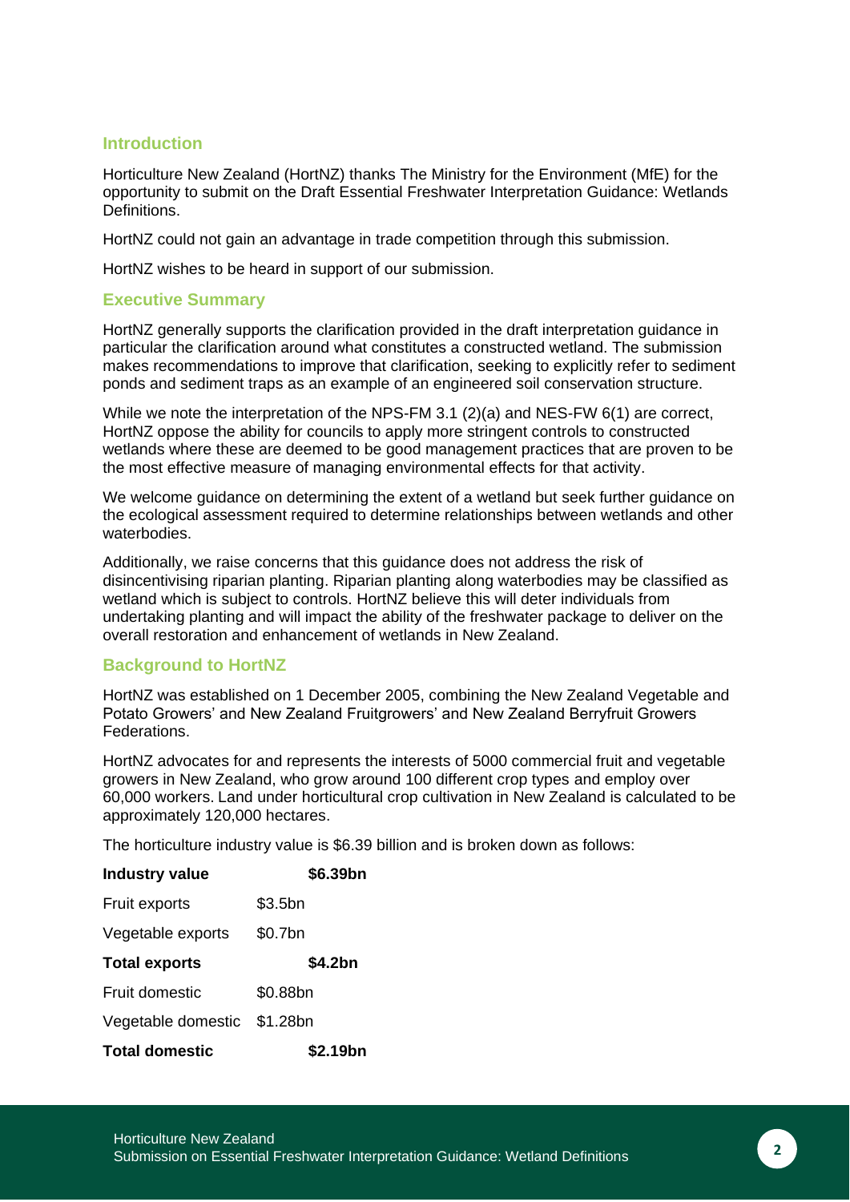## Introduction

Horticulture New Zealand (HortNZ) thanks The Ministry for the Environment (MfE) for the opportunity to submit on the Draft Essential Freshwater Interpretation Guidance: Wetlands Definitions.

HortNZ could not gain an advantage in trade competition through this submission.

HortNZ wishes to be heard in support of our submission.

## Executive Summary

HortNZ generally supports the clarification provided in the draft interpretation guidance in particular the clarification around what constitutes a constructed wetland. The submission makes recommendations to improve that clarification, seeking to explicitly refer to sediment ponds and sediment traps as an example of an engineered soil conservation structure.

While we note the interpretation of the NPS-FM 3.1 (2)(a) and NES-FW 6(1) are correct, HortNZ oppose the ability for councils to apply more stringent controls to constructed wetlands where these are deemed to be good management practices that are proven to be the most effective measure of managing environmental effects for that activity.

We welcome guidance on determining the extent of a wetland but seek further guidance on the ecological assessment required to determine relationships between wetlands and other waterbodies.

Additionally, we raise concerns that this guidance does not address the risk of disincentivising riparian planting. Riparian planting along waterbodies may be classified as wetland which is subject to controls. HortNZ believe this will deter individuals from undertaking planting and will impact the ability of the freshwater package to deliver on the overall restoration and enhancement of wetlands in New Zealand.

## Background to HortNZ

HortNZ was established on 1 December 2005, combining the New Zealand Vegetable and Potato Growers' and New Zealand Fruitgrowers' and New Zealand Berryfruit Growers Federations.

HortNZ advocates for and represents the interests of 5000 commercial fruit and vegetable growers in New Zealand, who grow around 100 different crop types and employ over 60,000 workers. Land under horticultural crop cultivation in New Zealand is calculated to be approximately 120,000 hectares.

The horticulture industry value is $6.39 billion and is broken down as follows:

| **Industry value** | | **$6.39bn** |
|---|---|---|
| Fruit exports | $3.5bn | |
| Vegetable exports | $0.7bn | |
| **Total exports** | | **$4.2bn** |
| Fruit domestic | $0.88bn | |
| Vegetable domestic | $1.28bn | |
| **Total domestic** | | **$2.19bn** |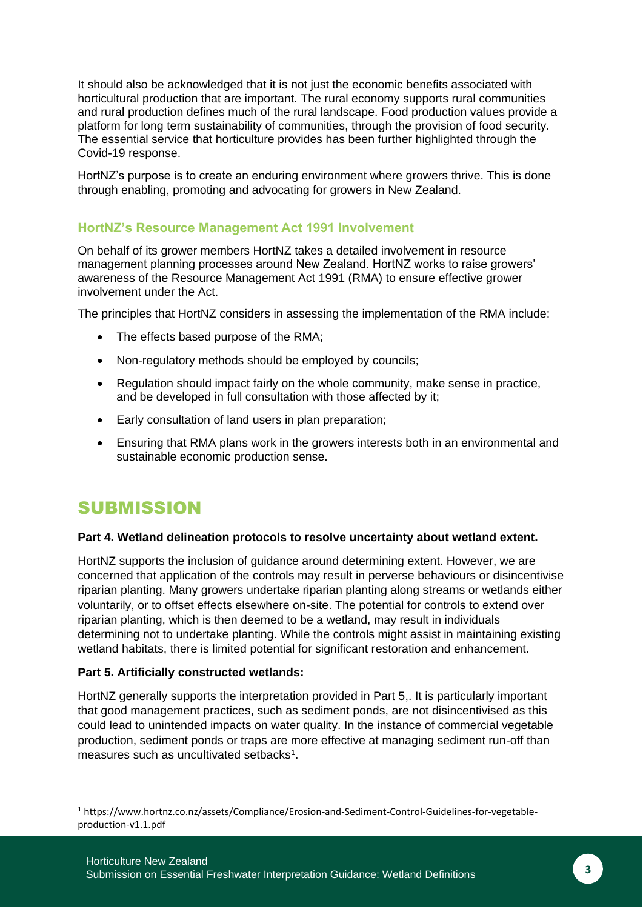It should also be acknowledged that it is not just the economic benefits associated with horticultural production that are important. The rural economy supports rural communities and rural production defines much of the rural landscape. Food production values provide a platform for long term sustainability of communities, through the provision of food security. The essential service that horticulture provides has been further highlighted through the Covid-19 response.

HortNZ's purpose is to create an enduring environment where growers thrive. This is done through enabling, promoting and advocating for growers in New Zealand.

### HortNZ's Resource Management Act 1991 Involvement

On behalf of its grower members HortNZ takes a detailed involvement in resource management planning processes around New Zealand. HortNZ works to raise growers' awareness of the Resource Management Act 1991 (RMA) to ensure effective grower involvement under the Act.

The principles that HortNZ considers in assessing the implementation of the RMA include:

- The effects based purpose of the RMA;
- Non-regulatory methods should be employed by councils;
- Regulation should impact fairly on the whole community, make sense in practice, and be developed in full consultation with those affected by it;
- Early consultation of land users in plan preparation;
- Ensuring that RMA plans work in the growers interests both in an environmental and sustainable economic production sense.

## SUBMISSION

**Part 4. Wetland delineation protocols to resolve uncertainty about wetland extent.**

HortNZ supports the inclusion of guidance around determining extent. However, we are concerned that application of the controls may result in perverse behaviours or disincentivise riparian planting. Many growers undertake riparian planting along streams or wetlands either voluntarily, or to offset effects elsewhere on-site. The potential for controls to extend over riparian planting, which is then deemed to be a wetland, may result in individuals determining not to undertake planting. While the controls might assist in maintaining existing wetland habitats, there is limited potential for significant restoration and enhancement.

**Part 5. Artificially constructed wetlands:**

HortNZ generally supports the interpretation provided in Part 5,. It is particularly important that good management practices, such as sediment ponds, are not disincentivised as this could lead to unintended impacts on water quality. In the instance of commercial vegetable production, sediment ponds or traps are more effective at managing sediment run-off than measures such as uncultivated setbacks[1].

[1] https://www.hortnz.co.nz/assets/Compliance/Erosion-and-Sediment-Control-Guidelines-for-vegetable-production-v1.1.pdf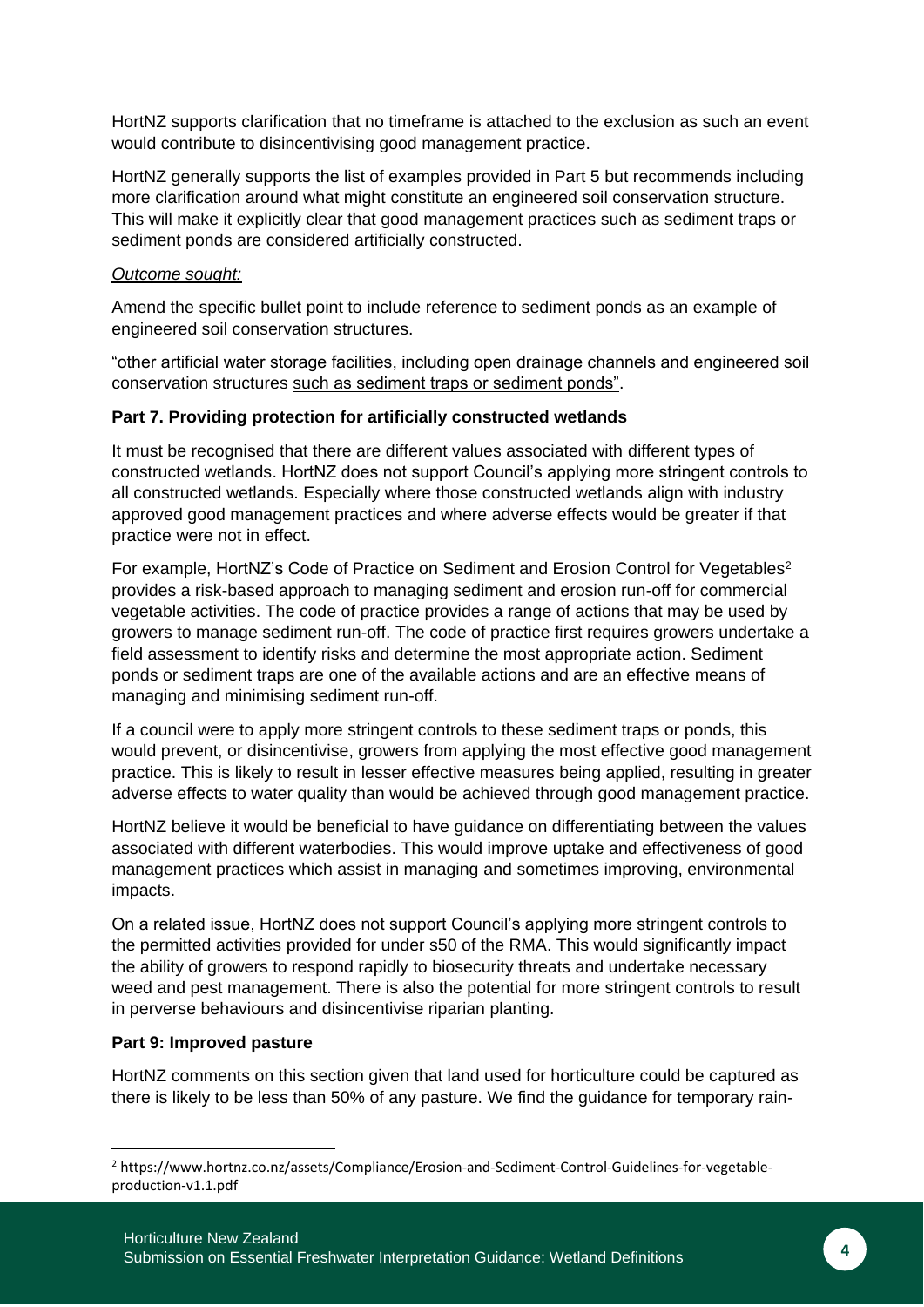HortNZ supports clarification that no timeframe is attached to the exclusion as such an event would contribute to disincentivising good management practice.

HortNZ generally supports the list of examples provided in Part 5 but recommends including more clarification around what might constitute an engineered soil conservation structure. This will make it explicitly clear that good management practices such as sediment traps or sediment ponds are considered artificially constructed.

*Outcome sought:*

Amend the specific bullet point to include reference to sediment ponds as an example of engineered soil conservation structures.

"other artificial water storage facilities, including open drainage channels and engineered soil conservation structures such as sediment traps or sediment ponds".

**Part 7. Providing protection for artificially constructed wetlands**

It must be recognised that there are different values associated with different types of constructed wetlands. HortNZ does not support Council's applying more stringent controls to all constructed wetlands. Especially where those constructed wetlands align with industry approved good management practices and where adverse effects would be greater if that practice were not in effect.

For example, HortNZ's Code of Practice on Sediment and Erosion Control for Vegetables[2] provides a risk-based approach to managing sediment and erosion run-off for commercial vegetable activities. The code of practice provides a range of actions that may be used by growers to manage sediment run-off. The code of practice first requires growers undertake a field assessment to identify risks and determine the most appropriate action. Sediment ponds or sediment traps are one of the available actions and are an effective means of managing and minimising sediment run-off.

If a council were to apply more stringent controls to these sediment traps or ponds, this would prevent, or disincentivise, growers from applying the most effective good management practice. This is likely to result in lesser effective measures being applied, resulting in greater adverse effects to water quality than would be achieved through good management practice.

HortNZ believe it would be beneficial to have guidance on differentiating between the values associated with different waterbodies. This would improve uptake and effectiveness of good management practices which assist in managing and sometimes improving, environmental impacts.

On a related issue, HortNZ does not support Council's applying more stringent controls to the permitted activities provided for under s50 of the RMA. This would significantly impact the ability of growers to respond rapidly to biosecurity threats and undertake necessary weed and pest management. There is also the potential for more stringent controls to result in perverse behaviours and disincentivise riparian planting.

**Part 9: Improved pasture**

HortNZ comments on this section given that land used for horticulture could be captured as there is likely to be less than 50% of any pasture. We find the guidance for temporary rain-

[2] https://www.hortnz.co.nz/assets/Compliance/Erosion-and-Sediment-Control-Guidelines-for-vegetable-production-v1.1.pdf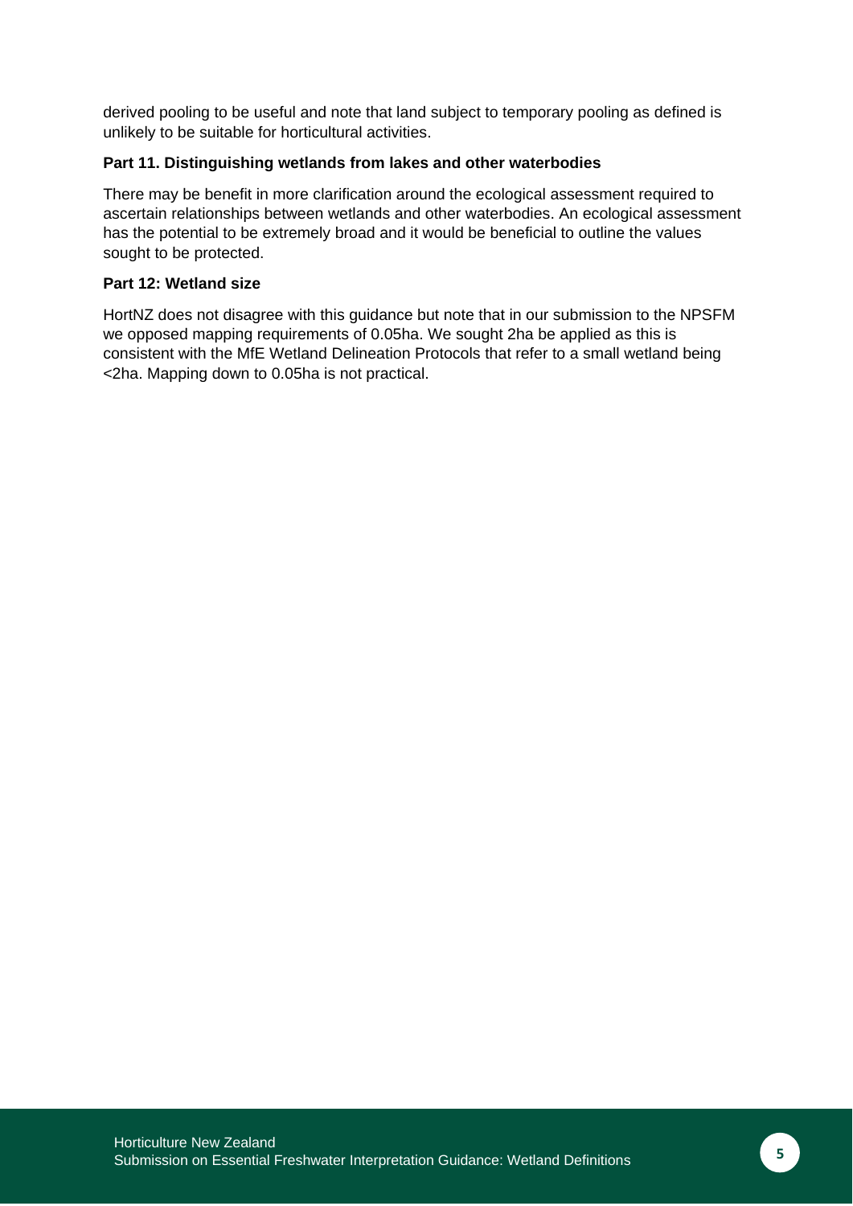derived pooling to be useful and note that land subject to temporary pooling as defined is unlikely to be suitable for horticultural activities.

**Part 11. Distinguishing wetlands from lakes and other waterbodies**

There may be benefit in more clarification around the ecological assessment required to ascertain relationships between wetlands and other waterbodies. An ecological assessment has the potential to be extremely broad and it would be beneficial to outline the values sought to be protected.

**Part 12: Wetland size**

HortNZ does not disagree with this guidance but note that in our submission to the NPSFM we opposed mapping requirements of 0.05ha. We sought 2ha be applied as this is consistent with the MfE Wetland Delineation Protocols that refer to a small wetland being <2ha. Mapping down to 0.05ha is not practical.